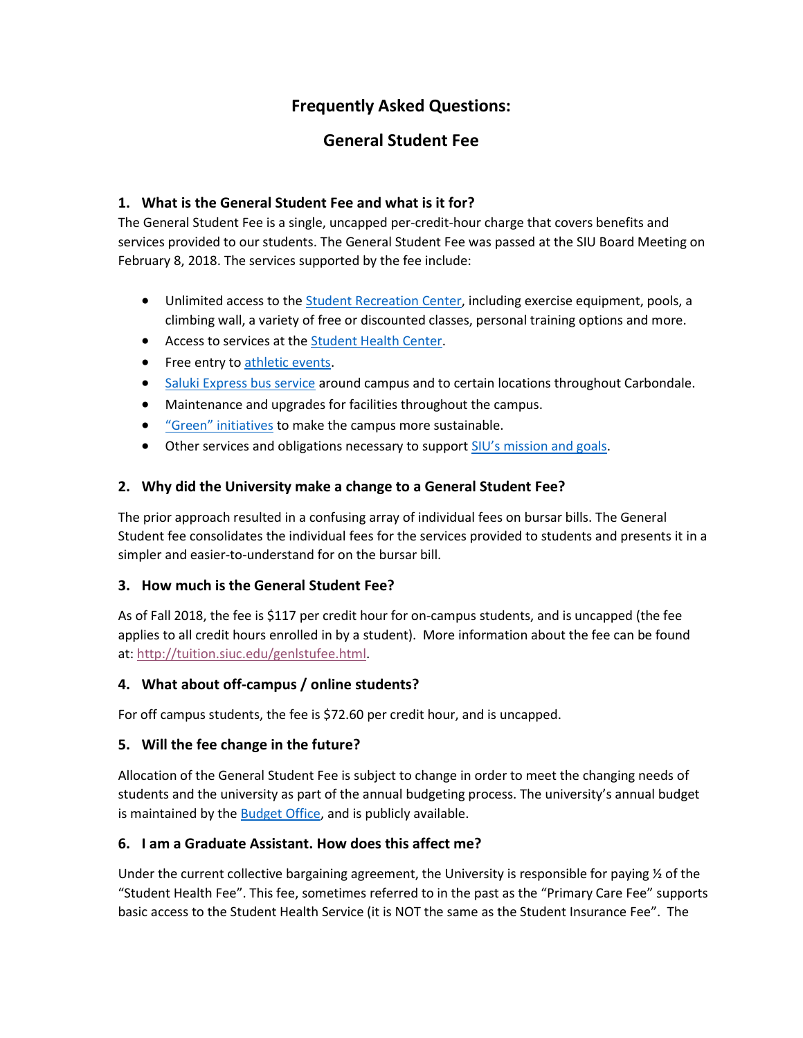# Frequently Asked Questions:

# General Student Fee

### 1. What is the General Student Fee and what is it for?

The General Student Fee is a single, uncapped per-credit-hour charge that covers benefits and services provided to our students. The General Student Fee was passed at the SIU Board Meeting on February 8, 2018. The services supported by the fee include:

- Unlimited access to the Student Recreation Center, including exercise equipment, pools, a climbing wall, a variety of free or discounted classes, personal training options and more.
- Access to services at the Student Health Center.
- Free entry to athletic events.
- Saluki Express bus service around campus and to certain locations throughout Carbondale.
- Maintenance and upgrades for facilities throughout the campus.
- "Green" initiatives to make the campus more sustainable.
- Other services and obligations necessary to support SIU's mission and goals.

### 2. Why did the University make a change to a General Student Fee?

The prior approach resulted in a confusing array of individual fees on bursar bills. The General Student fee consolidates the individual fees for the services provided to students and presents it in a simpler and easier-to-understand for on the bursar bill.

### 3. How much is the General Student Fee?

As of Fall 2018, the fee is $117 per credit hour for on-campus students, and is uncapped (the fee applies to all credit hours enrolled in by a student). More information about the fee can be found at: http://tuition.siuc.edu/genlstufee.html.

### 4. What about off-campus / online students?

For off campus students, the fee is $72.60 per credit hour, and is uncapped.

### 5. Will the fee change in the future?

Allocation of the General Student Fee is subject to change in order to meet the changing needs of students and the university as part of the annual budgeting process. The university's annual budget is maintained by the Budget Office, and is publicly available.

### 6. I am a Graduate Assistant. How does this affect me?

Under the current collective bargaining agreement, the University is responsible for paying ½ of the "Student Health Fee". This fee, sometimes referred to in the past as the "Primary Care Fee" supports basic access to the Student Health Service (it is NOT the same as the Student Insurance Fee". The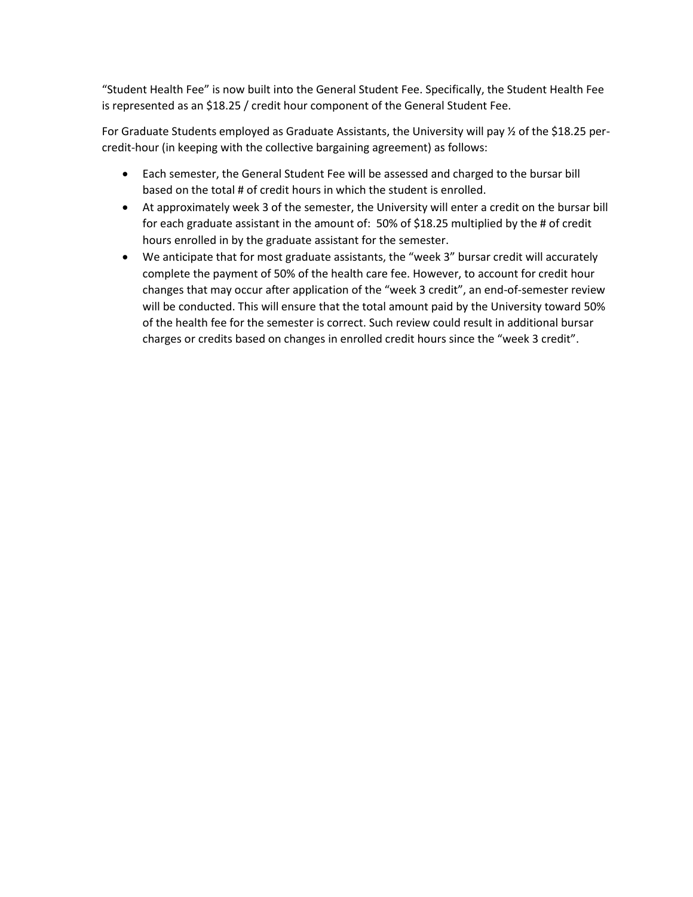"Student Health Fee" is now built into the General Student Fee. Specifically, the Student Health Fee is represented as an $18.25 / credit hour component of the General Student Fee.

For Graduate Students employed as Graduate Assistants, the University will pay ½ of the $18.25 per-credit-hour (in keeping with the collective bargaining agreement) as follows:

- Each semester, the General Student Fee will be assessed and charged to the bursar bill based on the total # of credit hours in which the student is enrolled.
- At approximately week 3 of the semester, the University will enter a credit on the bursar bill for each graduate assistant in the amount of: 50% of $18.25 multiplied by the # of credit hours enrolled in by the graduate assistant for the semester.
- We anticipate that for most graduate assistants, the "week 3" bursar credit will accurately complete the payment of 50% of the health care fee. However, to account for credit hour changes that may occur after application of the "week 3 credit", an end-of-semester review will be conducted. This will ensure that the total amount paid by the University toward 50% of the health fee for the semester is correct. Such review could result in additional bursar charges or credits based on changes in enrolled credit hours since the "week 3 credit".